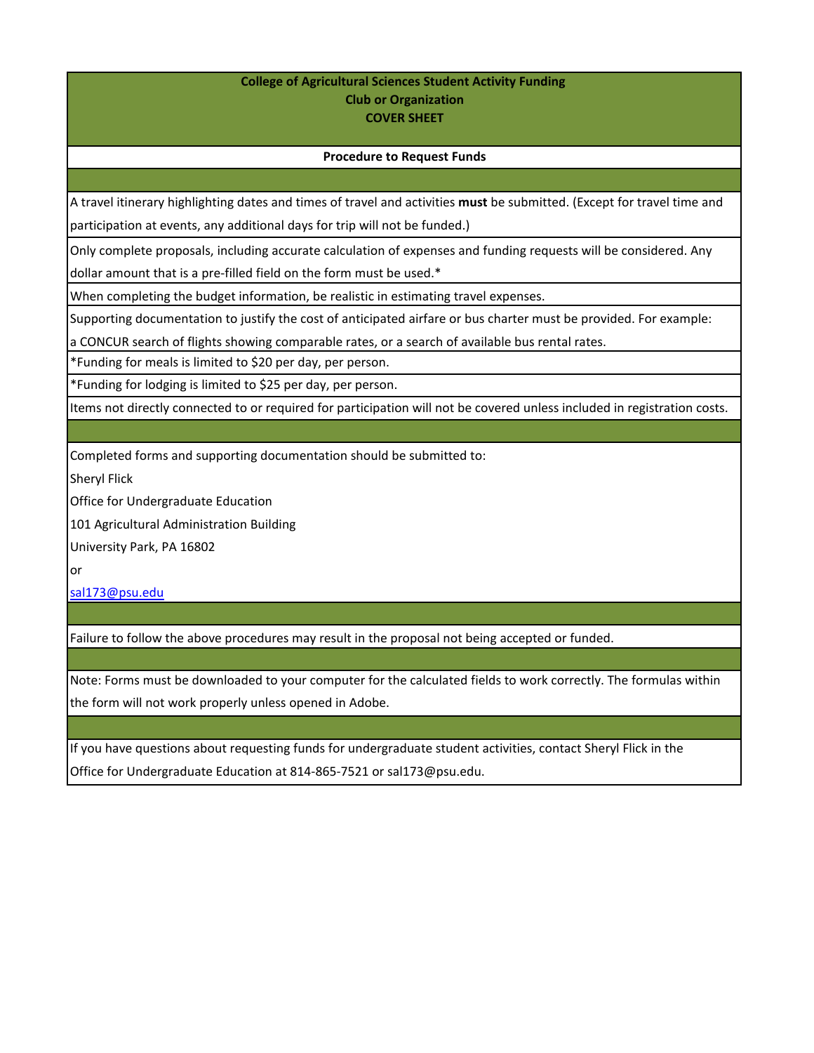# College of Agricultural Sciences Student Activity Funding
## Club or Organization
## COVER SHEET

### Procedure to Request Funds

A travel itinerary highlighting dates and times of travel and activities **must** be submitted. (Except for travel time and participation at events, any additional days for trip will not be funded.)

Only complete proposals, including accurate calculation of expenses and funding requests will be considered. Any dollar amount that is a pre-filled field on the form must be used.*

When completing the budget information, be realistic in estimating travel expenses.

Supporting documentation to justify the cost of anticipated airfare or bus charter must be provided. For example: a CONCUR search of flights showing comparable rates, or a search of available bus rental rates.

*Funding for meals is limited to $20 per day, per person.

*Funding for lodging is limited to $25 per day, per person.

Items not directly connected to or required for participation will not be covered unless included in registration costs.

Completed forms and supporting documentation should be submitted to:

Sheryl Flick
Office for Undergraduate Education
101 Agricultural Administration Building
University Park, PA 16802
or
sal173@psu.edu

Failure to follow the above procedures may result in the proposal not being accepted or funded.

Note: Forms must be downloaded to your computer for the calculated fields to work correctly. The formulas within the form will not work properly unless opened in Adobe.

If you have questions about requesting funds for undergraduate student activities, contact Sheryl Flick in the Office for Undergraduate Education at 814-865-7521 or sal173@psu.edu.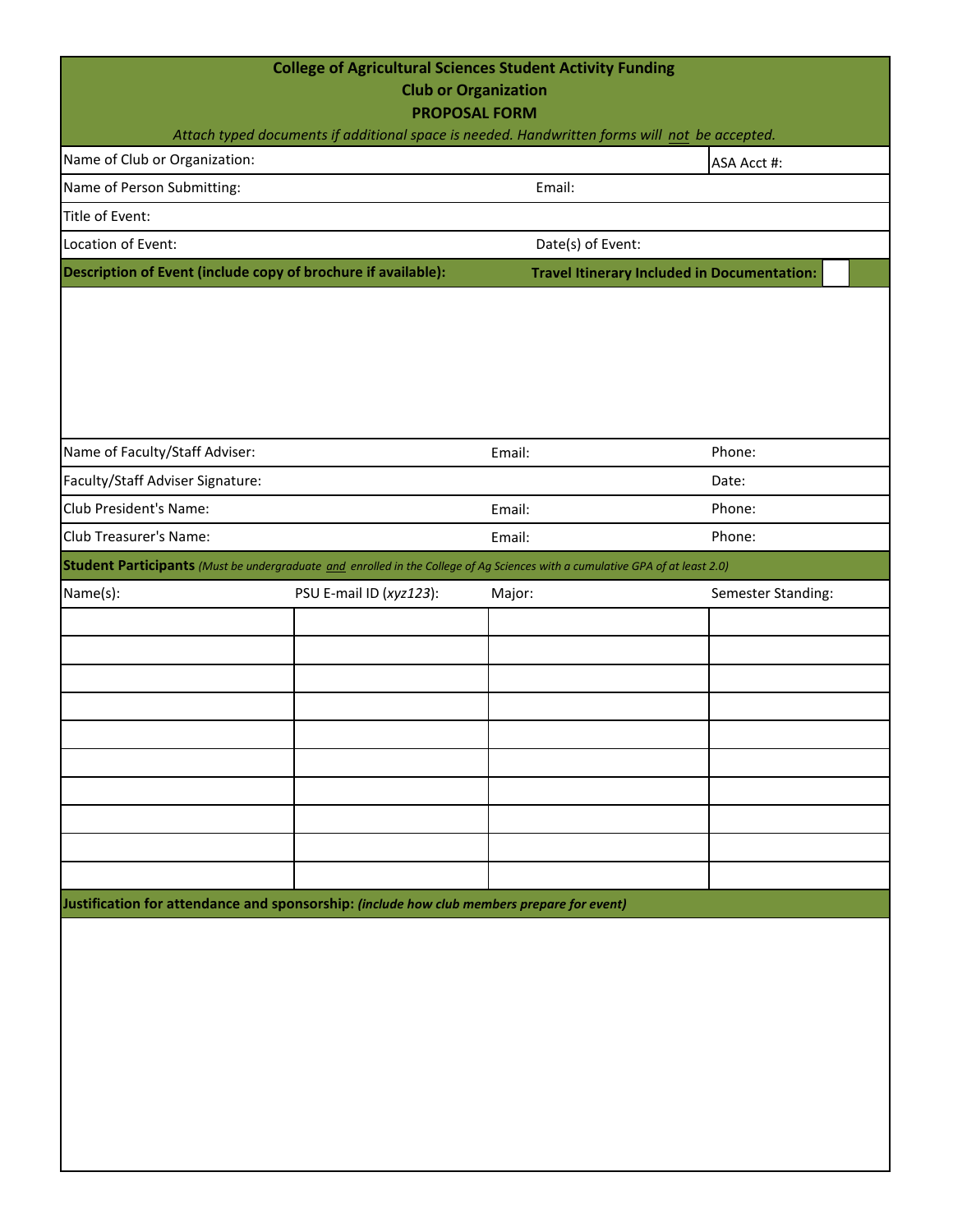**College of Agricultural Sciences Student Activity Funding**

**Club or Organization**

**PROPOSAL FORM**

*Attach typed documents if additional space is needed. Handwritten forms will not be accepted.*

| Name of Club or Organization: | | | ASA Acct #: |
|---|---|---|---|
| Name of Person Submitting: | | Email: | |
| Title of Event: | | | |
| Location of Event: | | Date(s) of Event: | |

**Description of Event (include copy of brochure if available):** **Travel Itinerary Included in Documentation:** ☐

| Name of Faculty/Staff Adviser: | Email: | Phone: |
|---|---|---|
| Faculty/Staff Adviser Signature: | | Date: |
| Club President's Name: | Email: | Phone: |
| Club Treasurer's Name: | Email: | Phone: |

**Student Participants** *(Must be undergraduate and enrolled in the College of Ag Sciences with a cumulative GPA of at least 2.0)*

| Name(s): | PSU E-mail ID (*xyz123*): | Major: | Semester Standing: |
|---|---|---|---|
| | | | |
| | | | |
| | | | |
| | | | |
| | | | |
| | | | |
| | | | |
| | | | |
| | | | |
| | | | |

**Justification for attendance and sponsorship:** ***(include how club members prepare for event)***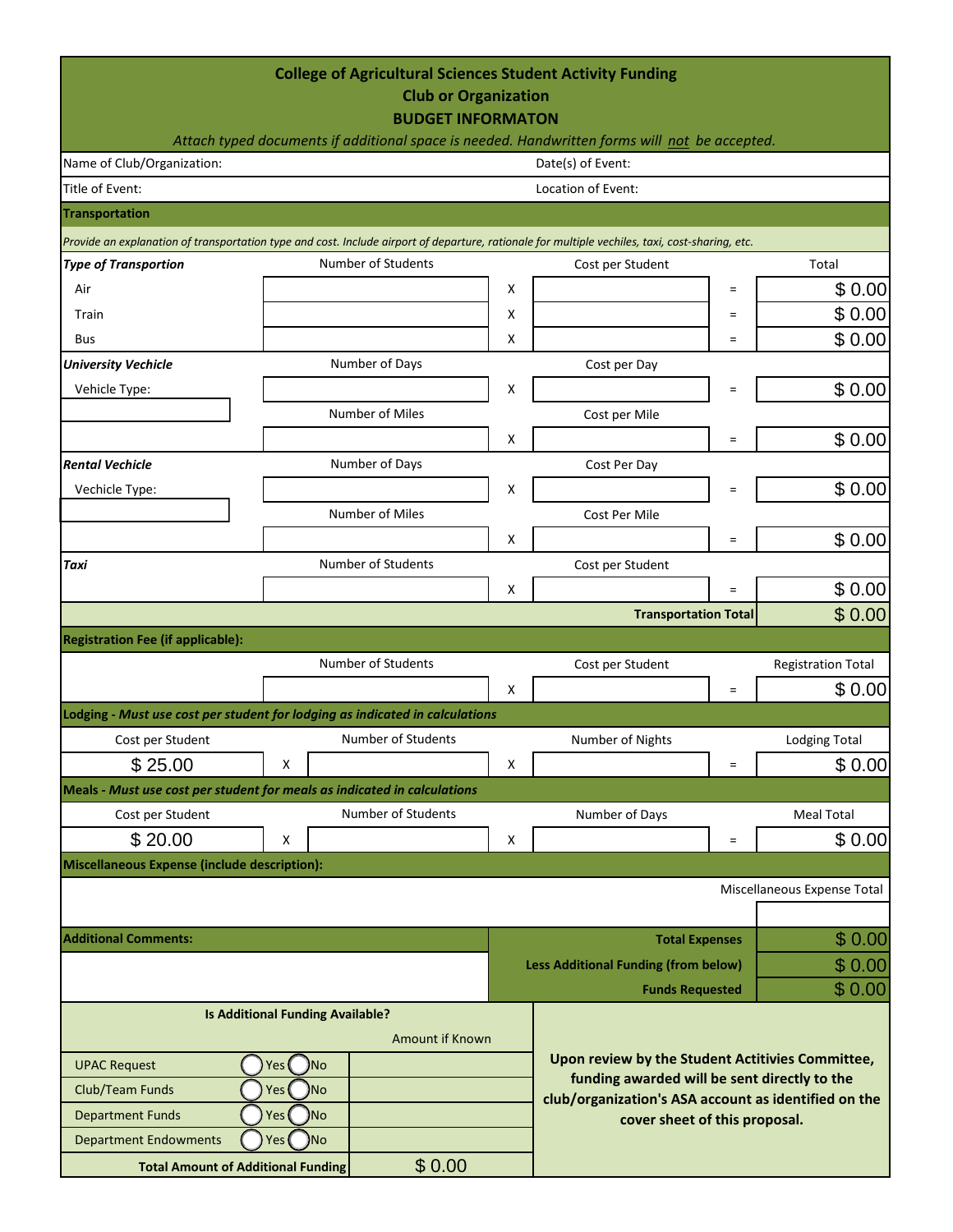# College of Agricultural Sciences Student Activity Funding
## Club or Organization
## BUDGET INFORMATON

*Attach typed documents if additional space is needed. Handwritten forms will not be accepted.*

| | | | |
|---|---|---|---|
| Name of Club/Organization: | | Date(s) of Event: | |
| Title of Event: | | Location of Event: | |

**Transportation**

*Provide an explanation of transportation type and cost. Include airport of departure, rationale for multiple vechiles, taxi, cost-sharing, etc.*

| ***Type of Transportion*** | Number of Students | | Cost per Student | | Total |
|---|---|---|---|---|---|
| Air | | X | | = | $ 0.00 |
| Train | | X | | = | $ 0.00 |
| Bus | | X | | = | $ 0.00 |
| ***University Vechicle*** | Number of Days | | Cost per Day | | |
| Vehicle Type: | | X | | = | $ 0.00 |
| | Number of Miles | | Cost per Mile | | |
| | | X | | = | $ 0.00 |
| ***Rental Vechicle*** | Number of Days | | Cost Per Day | | |
| Vechicle Type: | | X | | = | $ 0.00 |
| | Number of Miles | | Cost Per Mile | | |
| | | X | | = | $ 0.00 |
| ***Taxi*** | Number of Students | | Cost per Student | | |
| | | X | | = | $ 0.00 |
| | | | | **Transportation Total** | $ 0.00 |

**Registration Fee (if applicable):**

| | Number of Students | | Cost per Student | | Registration Total |
|---|---|---|---|---|---|
| | | X | | = | $ 0.00 |

**Lodging** - ***Must use cost per student for lodging as indicated in calculations***

| Cost per Student | | Number of Students | | Number of Nights | | Lodging Total |
|---|---|---|---|---|---|---|
| $ 25.00 | X | | X | | = | $ 0.00 |

**Meals** - ***Must use cost per student for meals as indicated in calculations***

| Cost per Student | | Number of Students | | Number of Days | | Meal Total |
|---|---|---|---|---|---|---|
| $ 20.00 | X | | X | | = | $ 0.00 |

**Miscellaneous Expense (include description):**

Miscellaneous Expense Total

**Additional Comments:**

| | |
|---|---|
| **Total Expenses** | $ 0.00 |
| **Less Additional Funding (from below)** | $ 0.00 |
| **Funds Requested** | $ 0.00 |

**Is Additional Funding Available?**

| | | Amount if Known |
|---|---|---|
| UPAC Request | Yes / No | |
| Club/Team Funds | Yes / No | |
| Department Funds | Yes / No | |
| Department Endowments | Yes / No | |
| **Total Amount of Additional Funding** | | $ 0.00 |

**Upon review by the Student Actitivies Committee, funding awarded will be sent directly to the club/organization's ASA account as identified on the cover sheet of this proposal.**